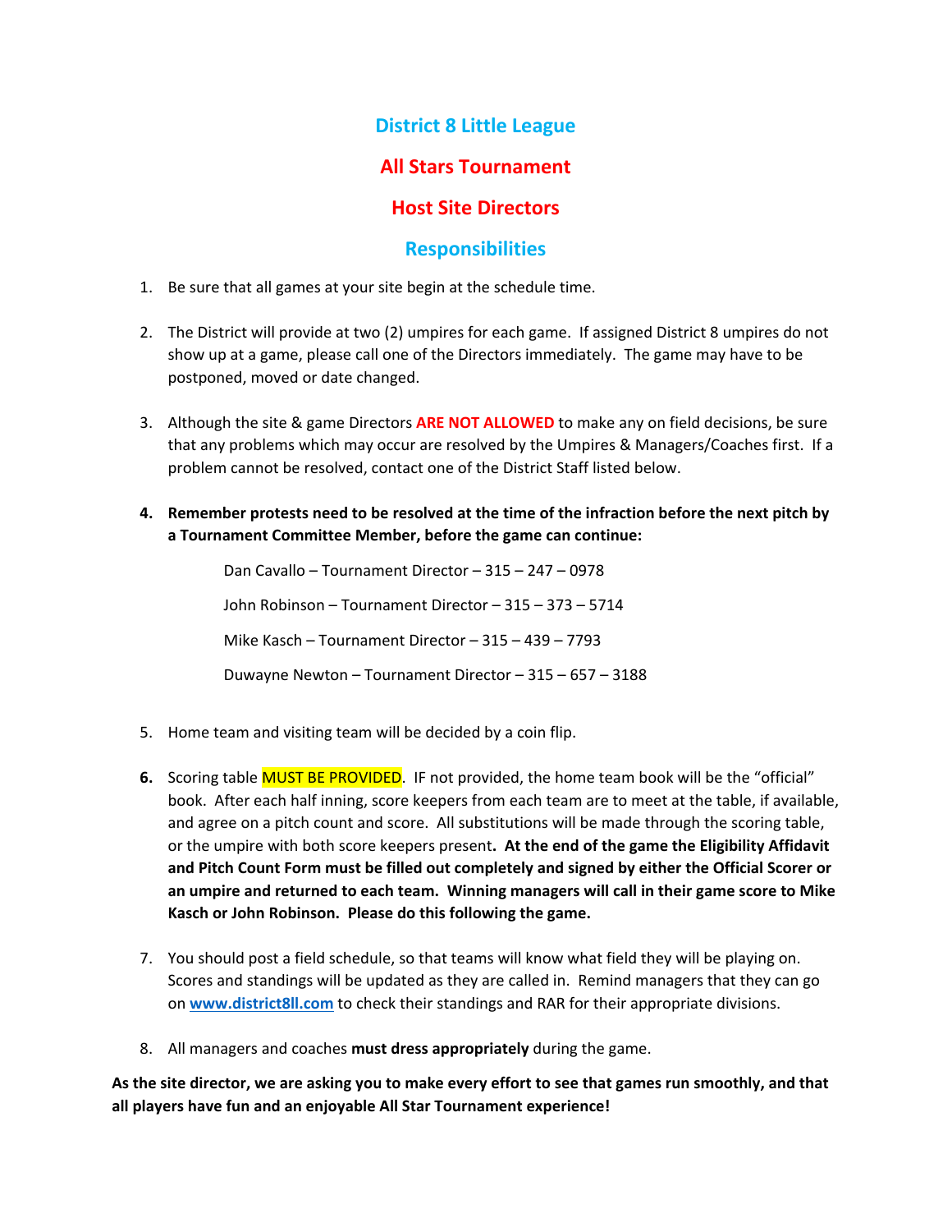# District 8 Little League

## All Stars Tournament

## Host Site Directors

## Responsibilities

1. Be sure that all games at your site begin at the schedule time.

2. The District will provide at two (2) umpires for each game. If assigned District 8 umpires do not show up at a game, please call one of the Directors immediately. The game may have to be postponed, moved or date changed.

3. Although the site & game Directors **ARE NOT ALLOWED** to make any on field decisions, be sure that any problems which may occur are resolved by the Umpires & Managers/Coaches first. If a problem cannot be resolved, contact one of the District Staff listed below.

4. **Remember protests need to be resolved at the time of the infraction before the next pitch by a Tournament Committee Member, before the game can continue:**

   Dan Cavallo – Tournament Director – 315 – 247 – 0978

   John Robinson – Tournament Director – 315 – 373 – 5714

   Mike Kasch – Tournament Director – 315 – 439 – 7793

   Duwayne Newton – Tournament Director – 315 – 657 – 3188

5. Home team and visiting team will be decided by a coin flip.

6. Scoring table MUST BE PROVIDED. IF not provided, the home team book will be the "official" book. After each half inning, score keepers from each team are to meet at the table, if available, and agree on a pitch count and score. All substitutions will be made through the scoring table, or the umpire with both score keepers present. **At the end of the game the Eligibility Affidavit and Pitch Count Form must be filled out completely and signed by either the Official Scorer or an umpire and returned to each team. Winning managers will call in their game score to Mike Kasch or John Robinson. Please do this following the game.**

7. You should post a field schedule, so that teams will know what field they will be playing on. Scores and standings will be updated as they are called in. Remind managers that they can go on **www.district8ll.com** to check their standings and RAR for their appropriate divisions.

8. All managers and coaches **must dress appropriately** during the game.

**As the site director, we are asking you to make every effort to see that games run smoothly, and that all players have fun and an enjoyable All Star Tournament experience!**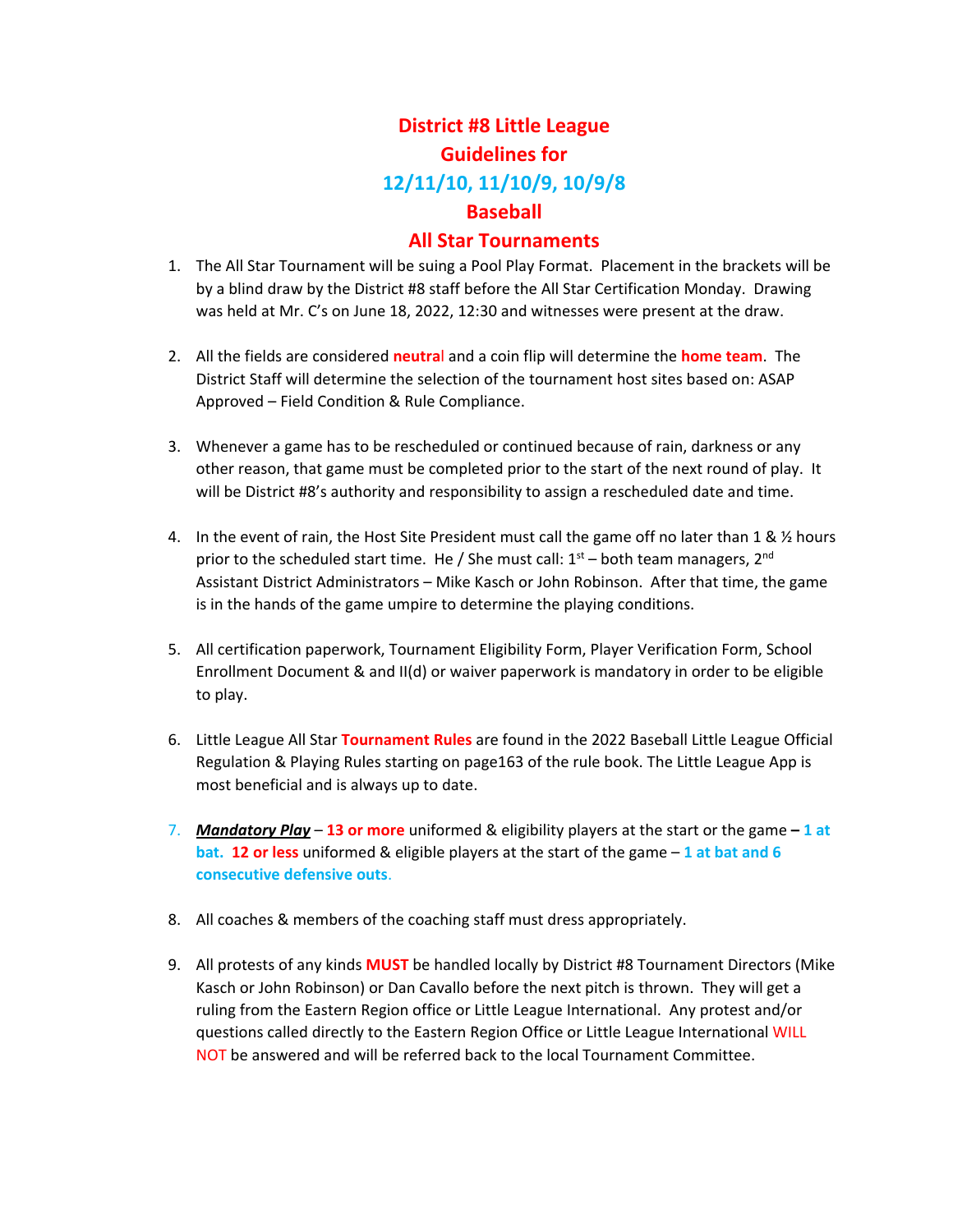# District #8 Little League
# Guidelines for
# 12/11/10, 11/10/9, 10/9/8
# Baseball
# All Star Tournaments

1. The All Star Tournament will be suing a Pool Play Format. Placement in the brackets will be by a blind draw by the District #8 staff before the All Star Certification Monday. Drawing was held at Mr. C's on June 18, 2022, 12:30 and witnesses were present at the draw.

2. All the fields are considered **neutral** and a coin flip will determine the **home team**. The District Staff will determine the selection of the tournament host sites based on: ASAP Approved – Field Condition & Rule Compliance.

3. Whenever a game has to be rescheduled or continued because of rain, darkness or any other reason, that game must be completed prior to the start of the next round of play. It will be District #8's authority and responsibility to assign a rescheduled date and time.

4. In the event of rain, the Host Site President must call the game off no later than 1 & ½ hours prior to the scheduled start time. He / She must call: 1st – both team managers, 2nd Assistant District Administrators – Mike Kasch or John Robinson. After that time, the game is in the hands of the game umpire to determine the playing conditions.

5. All certification paperwork, Tournament Eligibility Form, Player Verification Form, School Enrollment Document & and II(d) or waiver paperwork is mandatory in order to be eligible to play.

6. Little League All Star **Tournament Rules** are found in the 2022 Baseball Little League Official Regulation & Playing Rules starting on page163 of the rule book. The Little League App is most beneficial and is always up to date.

7. ***Mandatory Play*** – **13 or more** uniformed & eligibility players at the start or the game **– 1 at bat. 12 or less** uniformed & eligible players at the start of the game – **1 at bat and 6 consecutive defensive outs**.

8. All coaches & members of the coaching staff must dress appropriately.

9. All protests of any kinds **MUST** be handled locally by District #8 Tournament Directors (Mike Kasch or John Robinson) or Dan Cavallo before the next pitch is thrown. They will get a ruling from the Eastern Region office or Little League International. Any protest and/or questions called directly to the Eastern Region Office or Little League International WILL NOT be answered and will be referred back to the local Tournament Committee.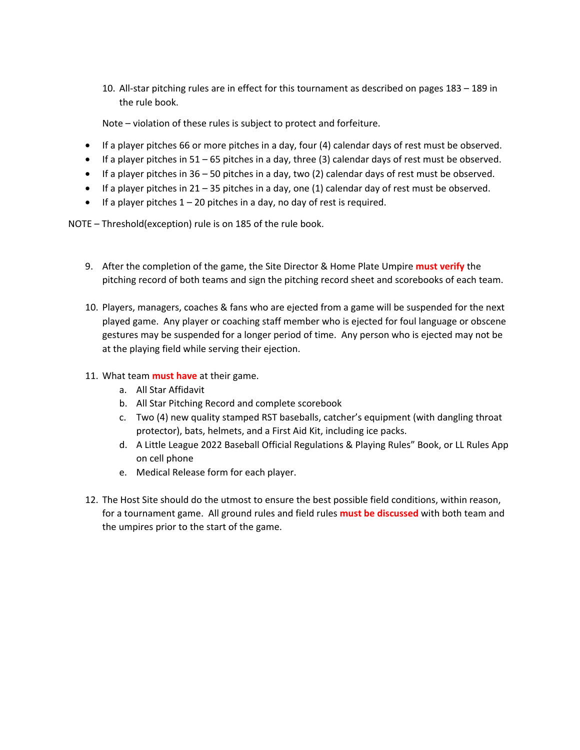10. All-star pitching rules are in effect for this tournament as described on pages 183 – 189 in the rule book.

Note – violation of these rules is subject to protect and forfeiture.

- If a player pitches 66 or more pitches in a day, four (4) calendar days of rest must be observed.
- If a player pitches in 51 – 65 pitches in a day, three (3) calendar days of rest must be observed.
- If a player pitches in 36 – 50 pitches in a day, two (2) calendar days of rest must be observed.
- If a player pitches in 21 – 35 pitches in a day, one (1) calendar day of rest must be observed.
- If a player pitches 1 – 20 pitches in a day, no day of rest is required.

NOTE – Threshold(exception) rule is on 185 of the rule book.

9. After the completion of the game, the Site Director & Home Plate Umpire **must verify** the pitching record of both teams and sign the pitching record sheet and scorebooks of each team.

10. Players, managers, coaches & fans who are ejected from a game will be suspended for the next played game. Any player or coaching staff member who is ejected for foul language or obscene gestures may be suspended for a longer period of time. Any person who is ejected may not be at the playing field while serving their ejection.

11. What team **must have** at their game.
    a. All Star Affidavit
    b. All Star Pitching Record and complete scorebook
    c. Two (4) new quality stamped RST baseballs, catcher's equipment (with dangling throat protector), bats, helmets, and a First Aid Kit, including ice packs.
    d. A Little League 2022 Baseball Official Regulations & Playing Rules" Book, or LL Rules App on cell phone
    e. Medical Release form for each player.

12. The Host Site should do the utmost to ensure the best possible field conditions, within reason, for a tournament game. All ground rules and field rules **must be discussed** with both team and the umpires prior to the start of the game.